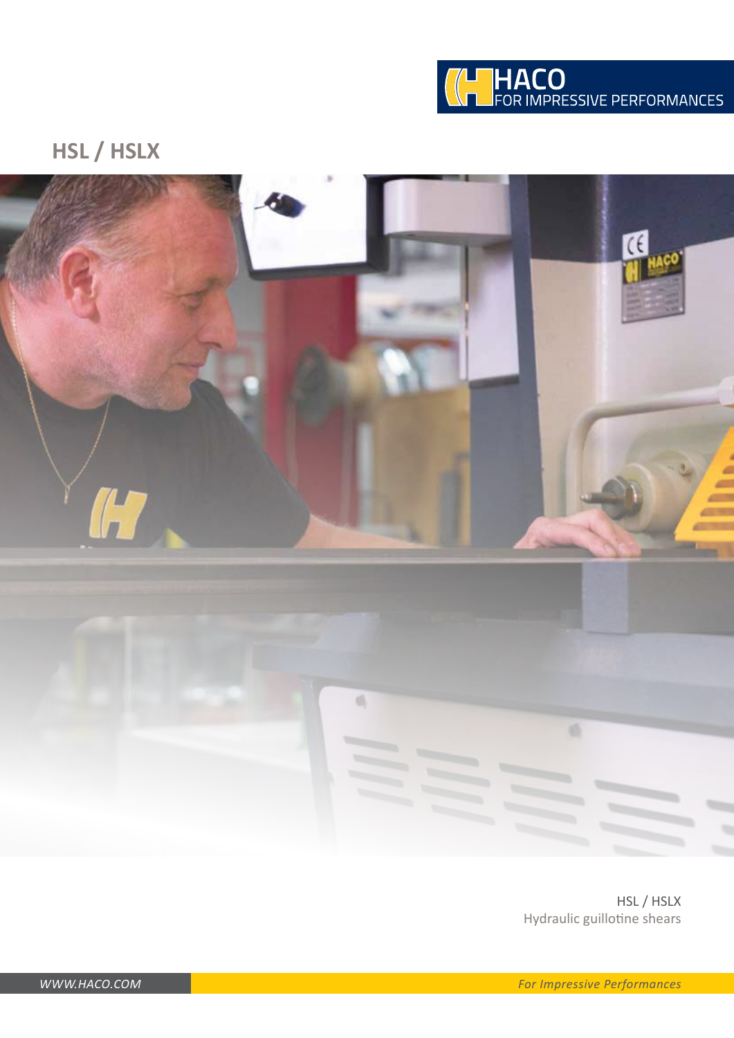HACO
FOR IMPRESSIVE PERFORMANCES

# HSL / HSLX

HSL / HSLX
Hydraulic guillotine shears

*WWW.HACO.COM*

*For Impressive Performances*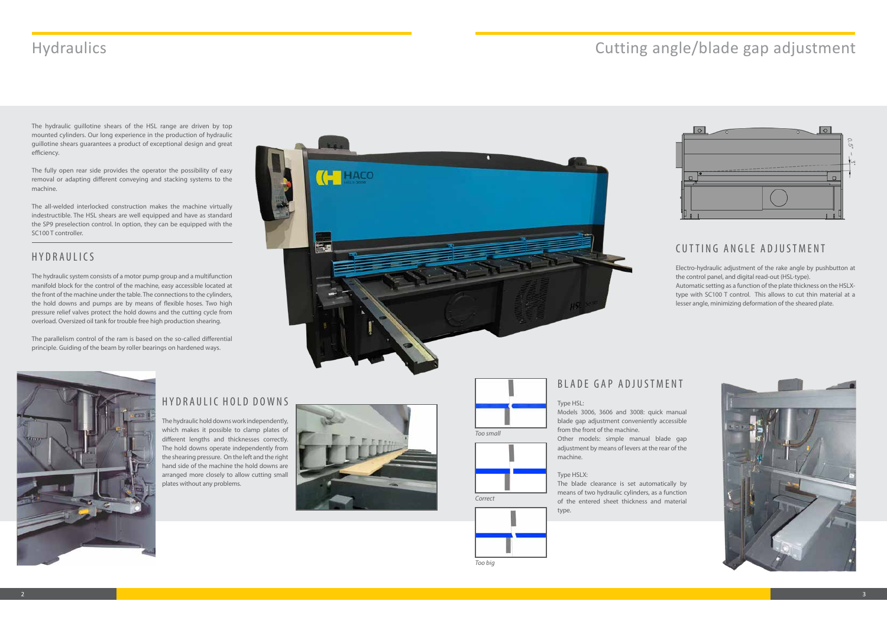# Hydraulics

The hydraulic guillotine shears of the HSL range are driven by top mounted cylinders. Our long experience in the production of hydraulic guillotine shears guarantees a product of exceptional design and great efficiency.

The fully open rear side provides the operator the possibility of easy removal or adapting different conveying and stacking systems to the machine.

The all-welded interlocked construction makes the machine virtually indestructible. The HSL shears are well equipped and have as standard the SP9 preselection control. In option, they can be equipped with the SC100 T controller.

## HYDRAULICS

The hydraulic system consists of a motor pump group and a multifunction manifold block for the control of the machine, easy accessible located at the front of the machine under the table. The connections to the cylinders, the hold downs and pumps are by means of flexible hoses. Two high pressure relief valves protect the hold downs and the cutting cycle from overload. Oversized oil tank for trouble free high production shearing.

The parallelism control of the ram is based on the so-called differential principle. Guiding of the beam by roller bearings on hardened ways.

## HYDRAULIC HOLD DOWNS

The hydraulic hold downs work independently, which makes it possible to clamp plates of different lengths and thicknesses correctly. The hold downs operate independently from the shearing pressure. On the left and the right hand side of the machine the hold downs are arranged more closely to allow cutting small plates without any problems.

# Cutting angle/blade gap adjustment

## CUTTING ANGLE ADJUSTMENT

Electro-hydraulic adjustment of the rake angle by pushbutton at the control panel, and digital read-out (HSL-type).
Automatic setting as a function of the plate thickness on the HSLX-type with SC100 T control. This allows to cut thin material at a lesser angle, minimizing deformation of the sheared plate.

## BLADE GAP ADJUSTMENT

Type HSL:
Models 3006, 3606 and 3008: quick manual blade gap adjustment conveniently accessible from the front of the machine.
Other models: simple manual blade gap adjustment by means of levers at the rear of the machine.

Type HSLX:
The blade clearance is set automatically by means of two hydraulic cylinders, as a function of the entered sheet thickness and material type.

*Too small*

*Correct*

*Too big*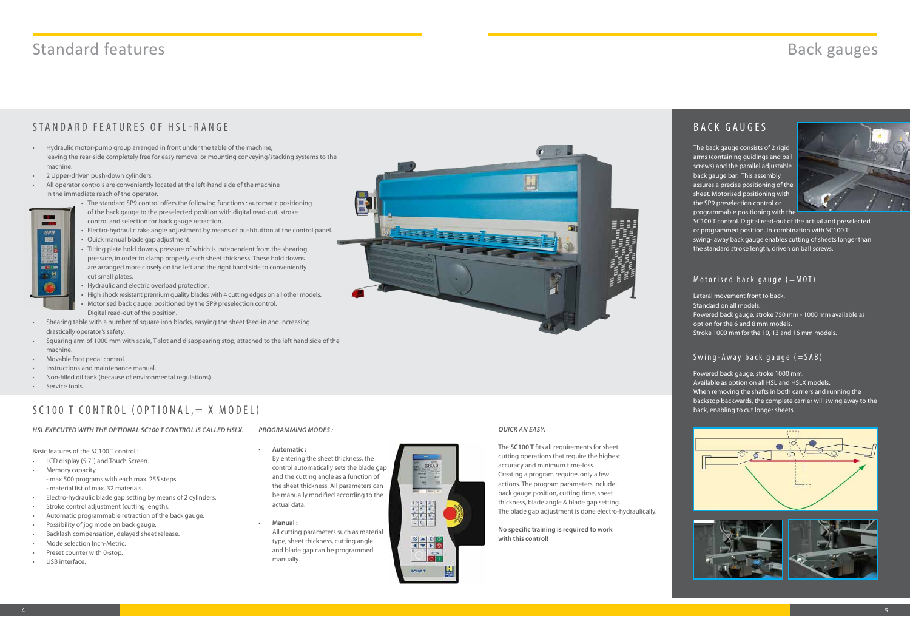# Standard features

## STANDARD FEATURES OF HSL-RANGE

- Hydraulic motor-pump group arranged in front under the table of the machine, leaving the rear-side completely free for easy removal or mounting conveying/stacking systems to the machine.
- 2 Upper-driven push-down cylinders.
- All operator controls are conveniently located at the left-hand side of the machine in the immediate reach of the operator.
  - The standard SP9 control offers the following functions : automatic positioning of the back gauge to the preselected position with digital read-out, stroke control and selection for back gauge retraction.
  - Electro-hydraulic rake angle adjustment by means of pushbutton at the control panel.
  - Quick manual blade gap adjustment.
  - Tilting plate hold downs, pressure of which is independent from the shearing pressure, in order to clamp properly each sheet thickness. These hold downs are arranged more closely on the left and the right hand side to conveniently cut small plates.
  - Hydraulic and electric overload protection.
  - High shock resistant premium quality blades with 4 cutting edges on all other models.
  - Motorised back gauge, positioned by the SP9 preselection control. Digital read-out of the position.
- Shearing table with a number of square iron blocks, easying the sheet feed-in and increasing drastically operator's safety.
- Squaring arm of 1000 mm with scale, T-slot and disappearing stop, attached to the left hand side of the machine.
- Movable foot pedal control.
- Instructions and maintenance manual.
- Non-filled oil tank (because of environmental regulations).
- Service tools.

## SC100 T CONTROL (OPTIONAL,= X MODEL)

***HSL EXECUTED WITH THE OPTIONAL SC100 T CONTROL IS CALLED HSLX.***

Basic features of the SC100 T control :

- LCD display (5.7") and Touch Screen.
- Memory capacity :
  - max 500 programs with each max. 255 steps.
  - material list of max. 32 materials.
- Electro-hydraulic blade gap setting by means of 2 cylinders.
- Stroke control adjustment (cutting length).
- Automatic programmable retraction of the back gauge.
- Possibility of jog mode on back gauge.
- Backlash compensation, delayed sheet release.
- Mode selection Inch-Metric.
- Preset counter with 0-stop.
- USB interface.

***PROGRAMMING MODES :***

- **Automatic :**
  By entering the sheet thickness, the control automatically sets the blade gap and the cutting angle as a function of the sheet thickness. All parameters can be manually modified according to the actual data.
- **Manual :**
  All cutting parameters such as material type, sheet thickness, cutting angle and blade gap can be programmed manually.

***QUICK AN EASY:***

The **SC100 T** fits all requirements for sheet cutting operations that require the highest accuracy and minimum time-loss. Creating a program requires only a few actions. The program parameters include: back gauge position, cutting time, sheet thickness, blade angle & blade gap setting. The blade gap adjustment is done electro-hydraulically.

**No specific training is required to work with this control!**

# Back gauges

## BACK GAUGES

The back gauge consists of 2 rigid arms (containing guidings and ball screws) and the parallel adjustable back gauge bar. This assembly assures a precise positioning of the sheet. Motorised positioning with the SP9 preselection control or programmable positioning with the SC100 T control. Digital read-out of the actual and preselected or programmed position. In combination with SC100 T: swing- away back gauge enables cutting of sheets longer than the standard stroke length, driven on ball screws.

### Motorised back gauge (=MOT)

Lateral movement front to back.
Standard on all models.
Powered back gauge, stroke 750 mm - 1000 mm available as option for the 6 and 8 mm models.
Stroke 1000 mm for the 10, 13 and 16 mm models.

### Swing-Away back gauge (=SAB)

Powered back gauge, stroke 1000 mm.
Available as option on all HSL and HSLX models.
When removing the shafts in both carriers and running the backstop backwards, the complete carrier will swing away to the back, enabling to cut longer sheets.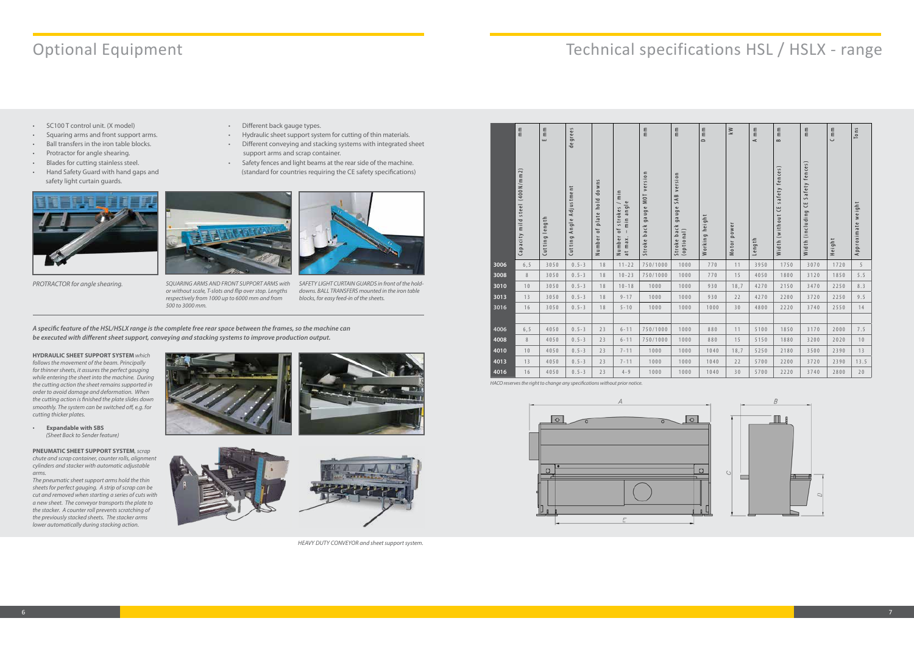# Optional Equipment

- SC100 T control unit. (X model)
- Squaring arms and front support arms.
- Ball transfers in the iron table blocks.
- Protractor for angle shearing.
- Blades for cutting stainless steel.
- Hand Safety Guard with hand gaps and safety light curtain guards.
- Different back gauge types.
- Hydraulic sheet support system for cutting of thin materials.
- Different conveying and stacking systems with integrated sheet support arms and scrap container.
- Safety fences and light beams at the rear side of the machine. (standard for countries requiring the CE safety specifications)

*PROTRACTOR for angle shearing.*

*SQUARING ARMS AND FRONT SUPPORT ARMS with or without scale, T-slots and flip over stop. Lengths respectively from 1000 up to 6000 mm and from 500 to 3000 mm.*

*SAFETY LIGHT CURTAIN GUARDS in front of the hold-downs. BALL TRANSFERS mounted in the iron table blocks, for easy feed-in of the sheets.*

***A specific feature of the HSL/HSLX range is the complete free rear space between the frames, so the machine can be executed with different sheet support, conveying and stacking systems to improve production output.***

***HYDRAULIC SHEET SUPPORT SYSTEM** which follows the movement of the beam. Principally for thinner sheets, it assures the perfect gauging while entering the sheet into the machine. During the cutting action the sheet remains supported in order to avoid damage and deformation. When the cutting action is finished the plate slides down smoothly. The system can be switched off, e.g. for cutting thicker plates.*

- **Expandable with SBS**
  *(Sheet Back to Sender feature)*

***PNEUMATIC SHEET SUPPORT SYSTEM**, scrap chute and scrap container, counter rolls, alignment cylinders and stacker with automatic adjustable arms.*
*The pneumatic sheet support arms hold the thin sheets for perfect gauging. A strip of scrap can be cut and removed when starting a series of cuts with a new sheet. The conveyor transports the plate to the stacker. A counter roll prevents scratching of the previously stacked sheets. The stacker arms lower automatically during stacking action.*

*HEAVY DUTY CONVEYOR and sheet support system.*

# Technical specifications HSL / HSLX - range

| | Capacity mild steel (400N/mm2) mm | Cutting length E mm | Cutting Angle Adjustment degrees | Number of plate hold downs | Number of strokes / min at max. – min angle | Stroke back gauge MOT version mm | Stroke back gauge SAB version (optional) mm | Working height D mm | Motor power kW | Length A mm | Width (without CE safety fences) B mm | Width (including CE Safety fences) mm | Height C mm | Approximate weight Tons |
|---|---|---|---|---|---|---|---|---|---|---|---|---|---|---|
| **3006** | 6,5 | 3050 | 0.5-3 | 18 | 11-22 | 750/1000 | 1000 | 770 | 11 | 3950 | 1750 | 3070 | 1720 | 5 |
| **3008** | 8 | 3050 | 0.5-3 | 18 | 10-23 | 750/1000 | 1000 | 770 | 15 | 4050 | 1800 | 3120 | 1850 | 5.5 |
| **3010** | 10 | 3050 | 0.5-3 | 18 | 10-18 | 1000 | 1000 | 930 | 18,7 | 4270 | 2150 | 3470 | 2250 | 8.3 |
| **3013** | 13 | 3050 | 0.5-3 | 18 | 9-17 | 1000 | 1000 | 930 | 22 | 4270 | 2200 | 3720 | 2250 | 9.5 |
| **3016** | 16 | 3050 | 0.5-3 | 18 | 5-10 | 1000 | 1000 | 1000 | 30 | 4800 | 2220 | 3740 | 2550 | 14 |
| | | | | | | | | | | | | | | |
| **4006** | 6,5 | 4050 | 0.5-3 | 23 | 6-11 | 750/1000 | 1000 | 880 | 11 | 5100 | 1850 | 3170 | 2000 | 7.5 |
| **4008** | 8 | 4050 | 0.5-3 | 23 | 6-11 | 750/1000 | 1000 | 880 | 15 | 5150 | 1880 | 3200 | 2020 | 10 |
| **4010** | 10 | 4050 | 0.5-3 | 23 | 7-11 | 1000 | 1000 | 1040 | 18,7 | 5250 | 2180 | 3500 | 2390 | 13 |
| **4013** | 13 | 4050 | 0.5-3 | 23 | 7-11 | 1000 | 1000 | 1040 | 22 | 5700 | 2200 | 3720 | 2390 | 13.5 |
| **4016** | 16 | 4050 | 0.5-3 | 23 | 4-9 | 1000 | 1000 | 1040 | 30 | 5700 | 2220 | 3740 | 2800 | 20 |

*HACO reserves the right to change any specifications without prior notice.*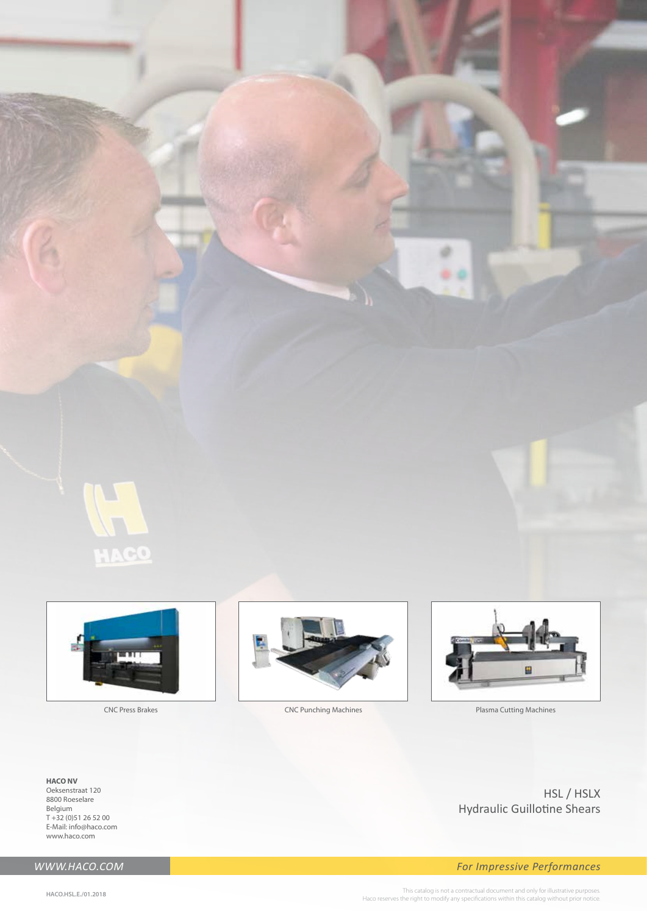CNC Press Brakes

CNC Punching Machines

Plasma Cutting Machines

**HACO NV**
Oeksenstraat 120
8800 Roeselare
Belgium
T +32 (0)51 26 52 00
E-Mail: info@haco.com
www.haco.com

HSL / HSLX
Hydraulic Guillotine Shears

*WWW.HACO.COM*

*For Impressive Performances*

HACO.HSL.E./01.2018

This catalog is not a contractual document and only for illustrative purposes.
Haco reserves the right to modify any specifications within this catalog without prior notice.